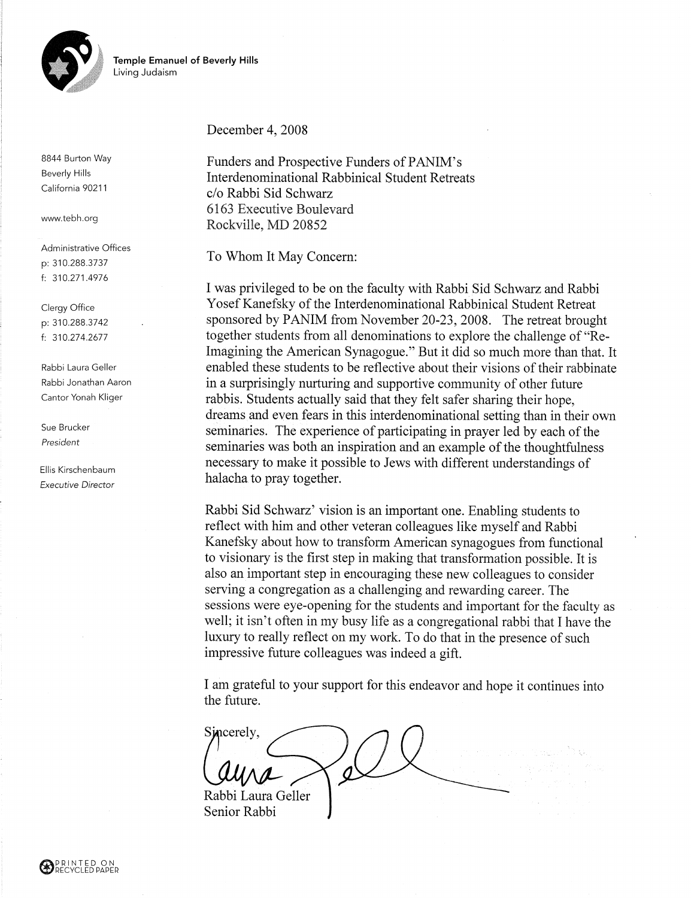**Temple Emanuel of Beverly Hills**
Living Judaism

8844 Burton Way
Beverly Hills
California 90211

www.tebh.org

Administrative Offices
p: 310.288.3737
f: 310.271.4976

Clergy Office
p: 310.288.3742
f: 310.274.2677

Rabbi Laura Geller
Rabbi Jonathan Aaron
Cantor Yonah Kliger

Sue Brucker
*President*

Ellis Kirschenbaum
*Executive Director*

December 4, 2008

Funders and Prospective Funders of PANIM's
Interdenominational Rabbinical Student Retreats
c/o Rabbi Sid Schwarz
6163 Executive Boulevard
Rockville, MD 20852

To Whom It May Concern:

I was privileged to be on the faculty with Rabbi Sid Schwarz and Rabbi Yosef Kanefsky of the Interdenominational Rabbinical Student Retreat sponsored by PANIM from November 20-23, 2008. The retreat brought together students from all denominations to explore the challenge of "Re-Imagining the American Synagogue." But it did so much more than that. It enabled these students to be reflective about their visions of their rabbinate in a surprisingly nurturing and supportive community of other future rabbis. Students actually said that they felt safer sharing their hope, dreams and even fears in this interdenominational setting than in their own seminaries. The experience of participating in prayer led by each of the seminaries was both an inspiration and an example of the thoughtfulness necessary to make it possible to Jews with different understandings of halacha to pray together.

Rabbi Sid Schwarz' vision is an important one. Enabling students to reflect with him and other veteran colleagues like myself and Rabbi Kanefsky about how to transform American synagogues from functional to visionary is the first step in making that transformation possible. It is also an important step in encouraging these new colleagues to consider serving a congregation as a challenging and rewarding career. The sessions were eye-opening for the students and important for the faculty as well; it isn't often in my busy life as a congregational rabbi that I have the luxury to really reflect on my work. To do that in the presence of such impressive future colleagues was indeed a gift.

I am grateful to your support for this endeavor and hope it continues into the future.

Sincerely,

Rabbi Laura Geller
Senior Rabbi

PRINTED ON RECYCLED PAPER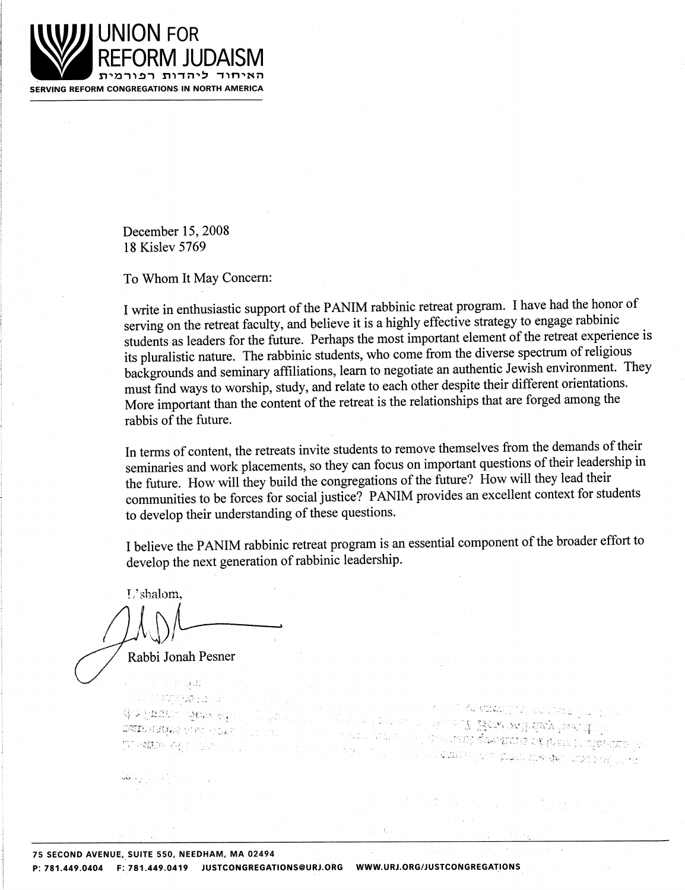**UNION FOR REFORM JUDAISM**

האיחוד ליהדות רפורמית

**SERVING REFORM CONGREGATIONS IN NORTH AMERICA**

December 15, 2008
18 Kislev 5769

To Whom It May Concern:

I write in enthusiastic support of the PANIM rabbinic retreat program. I have had the honor of serving on the retreat faculty, and believe it is a highly effective strategy to engage rabbinic students as leaders for the future. Perhaps the most important element of the retreat experience is its pluralistic nature. The rabbinic students, who come from the diverse spectrum of religious backgrounds and seminary affiliations, learn to negotiate an authentic Jewish environment. They must find ways to worship, study, and relate to each other despite their different orientations. More important than the content of the retreat is the relationships that are forged among the rabbis of the future.

In terms of content, the retreats invite students to remove themselves from the demands of their seminaries and work placements, so they can focus on important questions of their leadership in the future. How will they build the congregations of the future? How will they lead their communities to be forces for social justice? PANIM provides an excellent context for students to develop their understanding of these questions.

I believe the PANIM rabbinic retreat program is an essential component of the broader effort to develop the next generation of rabbinic leadership.

L'shalom,

Rabbi Jonah Pesner

75 SECOND AVENUE, SUITE 550, NEEDHAM, MA 02494
P: 781.449.0404 F: 781.449.0419 JUSTCONGREGATIONS@URJ.ORG WWW.URJ.ORG/JUSTCONGREGATIONS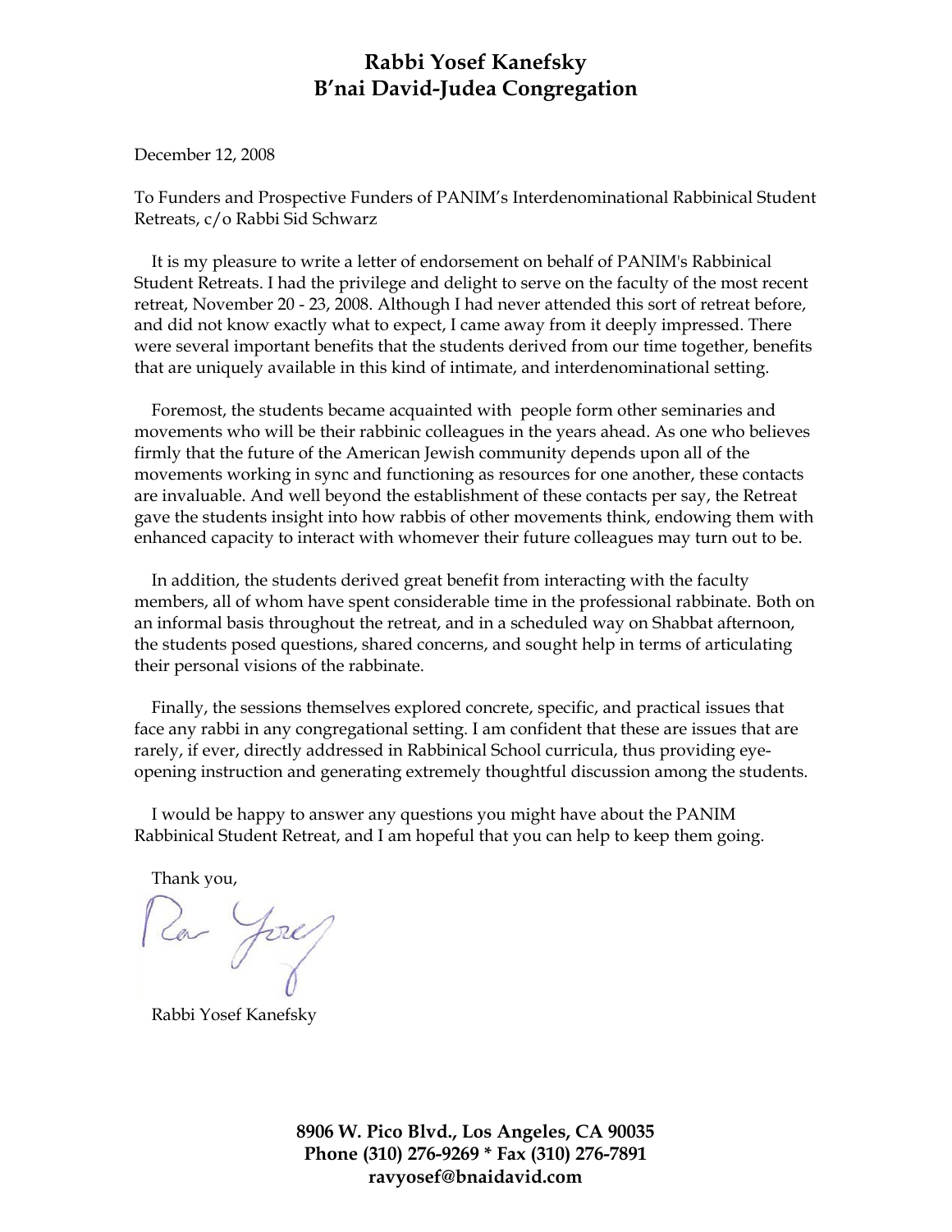**Rabbi Yosef Kanefsky**
**B'nai David-Judea Congregation**

December 12, 2008

To Funders and Prospective Funders of PANIM's Interdenominational Rabbinical Student Retreats, c/o Rabbi Sid Schwarz

It is my pleasure to write a letter of endorsement on behalf of PANIM's Rabbinical Student Retreats. I had the privilege and delight to serve on the faculty of the most recent retreat, November 20 - 23, 2008. Although I had never attended this sort of retreat before, and did not know exactly what to expect, I came away from it deeply impressed. There were several important benefits that the students derived from our time together, benefits that are uniquely available in this kind of intimate, and interdenominational setting.

Foremost, the students became acquainted with  people form other seminaries and movements who will be their rabbinic colleagues in the years ahead. As one who believes firmly that the future of the American Jewish community depends upon all of the movements working in sync and functioning as resources for one another, these contacts are invaluable. And well beyond the establishment of these contacts per say, the Retreat gave the students insight into how rabbis of other movements think, endowing them with enhanced capacity to interact with whomever their future colleagues may turn out to be.

In addition, the students derived great benefit from interacting with the faculty members, all of whom have spent considerable time in the professional rabbinate. Both on an informal basis throughout the retreat, and in a scheduled way on Shabbat afternoon, the students posed questions, shared concerns, and sought help in terms of articulating their personal visions of the rabbinate.

Finally, the sessions themselves explored concrete, specific, and practical issues that face any rabbi in any congregational setting. I am confident that these are issues that are rarely, if ever, directly addressed in Rabbinical School curricula, thus providing eye-opening instruction and generating extremely thoughtful discussion among the students.

I would be happy to answer any questions you might have about the PANIM Rabbinical Student Retreat, and I am hopeful that you can help to keep them going.

Thank you,

Rav Yosef

Rabbi Yosef Kanefsky

**8906 W. Pico Blvd., Los Angeles, CA 90035**
**Phone (310) 276-9269 * Fax (310) 276-7891**
**ravyosef@bnaidavid.com**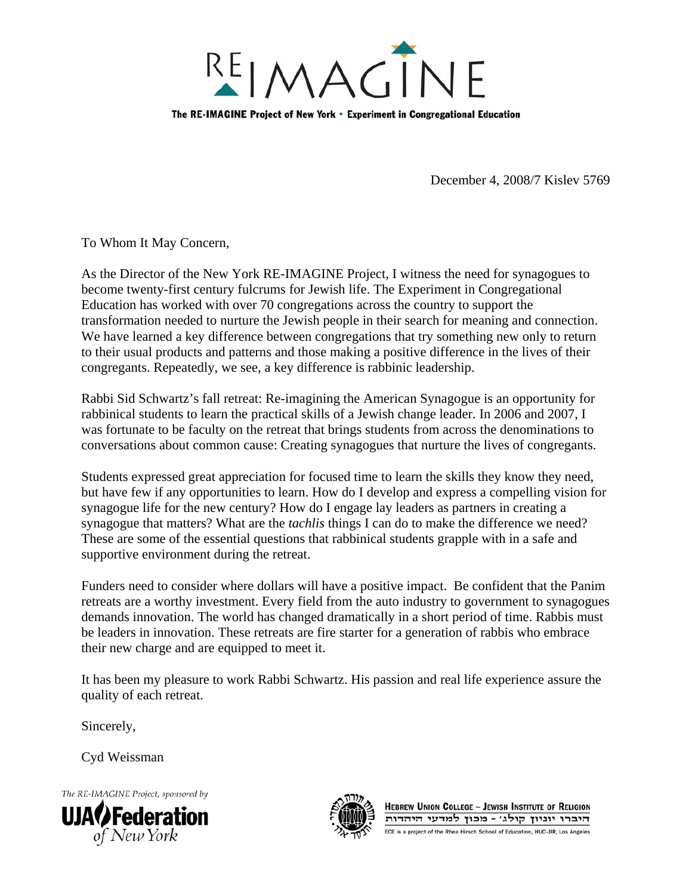# REIMAGINE

**The RE-IMAGINE Project of New York • Experiment in Congregational Education**

December 4, 2008/7 Kislev 5769

To Whom It May Concern,

As the Director of the New York RE-IMAGINE Project, I witness the need for synagogues to become twenty-first century fulcrums for Jewish life. The Experiment in Congregational Education has worked with over 70 congregations across the country to support the transformation needed to nurture the Jewish people in their search for meaning and connection. We have learned a key difference between congregations that try something new only to return to their usual products and patterns and those making a positive difference in the lives of their congregants. Repeatedly, we see, a key difference is rabbinic leadership.

Rabbi Sid Schwartz's fall retreat: Re-imagining the American Synagogue is an opportunity for rabbinical students to learn the practical skills of a Jewish change leader. In 2006 and 2007, I was fortunate to be faculty on the retreat that brings students from across the denominations to conversations about common cause: Creating synagogues that nurture the lives of congregants.

Students expressed great appreciation for focused time to learn the skills they know they need, but have few if any opportunities to learn. How do I develop and express a compelling vision for synagogue life for the new century? How do I engage lay leaders as partners in creating a synagogue that matters? What are the *tachlis* things I can do to make the difference we need? These are some of the essential questions that rabbinical students grapple with in a safe and supportive environment during the retreat.

Funders need to consider where dollars will have a positive impact. Be confident that the Panim retreats are a worthy investment. Every field from the auto industry to government to synagogues demands innovation. The world has changed dramatically in a short period of time. Rabbis must be leaders in innovation. These retreats are fire starter for a generation of rabbis who embrace their new charge and are equipped to meet it.

It has been my pleasure to work Rabbi Schwartz. His passion and real life experience assure the quality of each retreat.

Sincerely,

Cyd Weissman

*The RE-IMAGINE Project, sponsored by*
**UJA Federation** *of New York*

**HEBREW UNION COLLEGE – JEWISH INSTITUTE OF RELIGION**
היברו יוניון קולג׳ - מכון למדעי היהדות
ECE is a project of the Rhea Hirsch School of Education, HUC-JIR, Los Angeles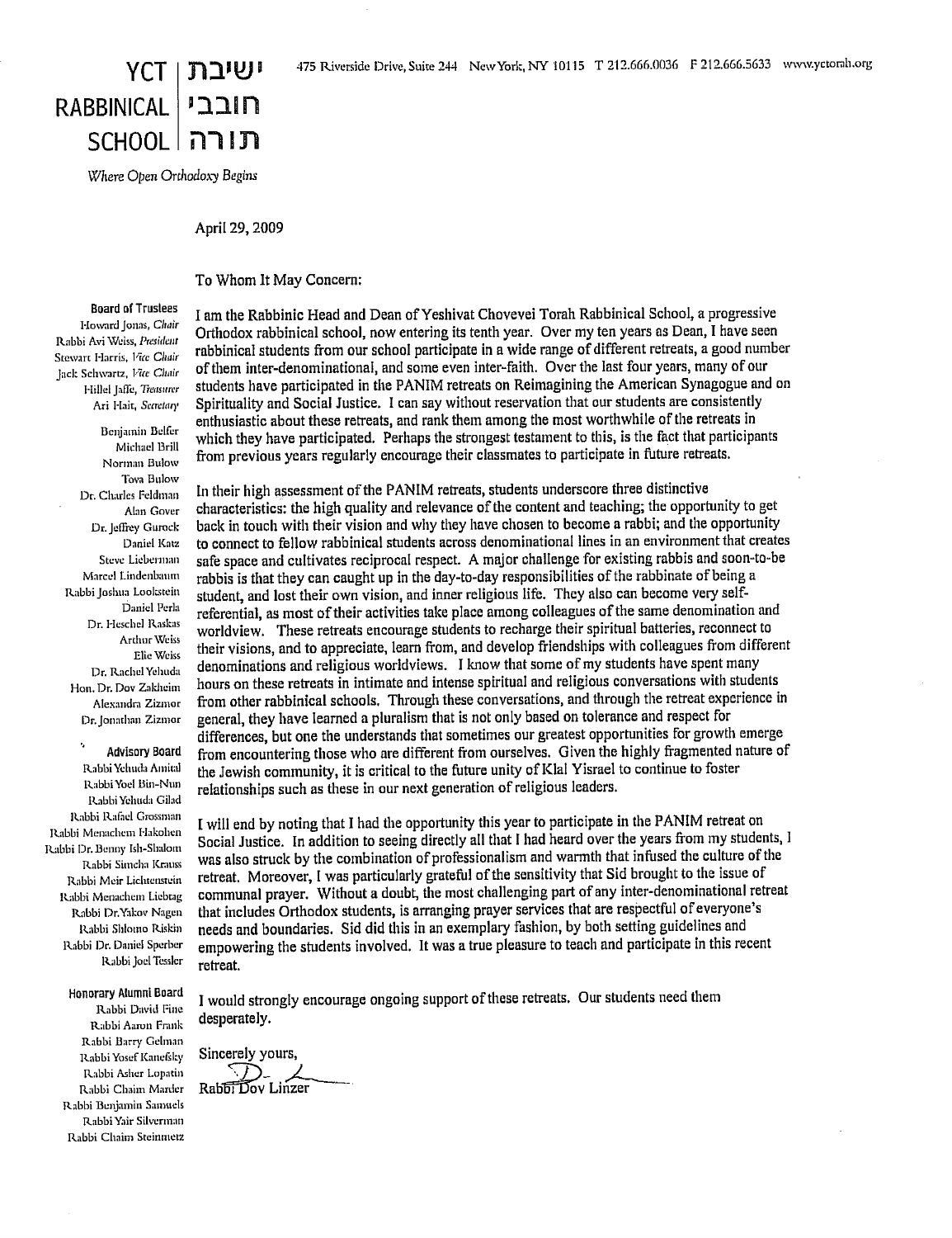# YCT RABBINICAL SCHOOL | ישיבת חובבי תורה

*Where Open Orthodoxy Begins*

475 Riverside Drive, Suite 244 New York, NY 10115 T 212.666.0036 F 212.666.5633 www.yctorah.org

**Board of Trustees**
Howard Jonas, *Chair*
Rabbi Avi Weiss, *President*
Stewart Harris, *Vice Chair*
Jack Schwartz, *Vice Chair*
Hillel Jaffe, *Treasurer*
Ari Hait, *Secretary*

Benjamin Belfer
Michael Brill
Norman Bulow
Tova Bulow
Dr. Charles Feldman
Alan Gover
Dr. Jeffrey Gurock
Daniel Katz
Steve Lieberman
Marcel Lindenbaum
Rabbi Joshua Lookstein
Daniel Perla
Dr. Heschel Raskas
Arthur Weiss
Elie Weiss
Dr. Rachel Yehuda
Hon. Dr. Dov Zakheim
Alexandra Zizmor
Dr. Jonathan Zizmor

**Advisory Board**
Rabbi Yehuda Amital
Rabbi Yoel Bin-Nun
Rabbi Yehuda Gilad
Rabbi Rafael Grossman
Rabbi Menachem Hakohen
Rabbi Dr. Benny Ish-Shalom
Rabbi Simcha Krauss
Rabbi Meir Lichtenstein
Rabbi Menachem Liebtag
Rabbi Dr. Yakov Nagen
Rabbi Shlomo Riskin
Rabbi Dr. Daniel Sperber
Rabbi Joel Tessler

**Honorary Alumni Board**
Rabbi David Fine
Rabbi Aaron Frank
Rabbi Barry Gelman
Rabbi Yosef Kanefsky
Rabbi Asher Lopatin
Rabbi Chaim Marder
Rabbi Benjamin Samuels
Rabbi Yair Silverman
Rabbi Chaim Steinmetz

April 29, 2009

To Whom It May Concern:

I am the Rabbinic Head and Dean of Yeshivat Chovevei Torah Rabbinical School, a progressive Orthodox rabbinical school, now entering its tenth year. Over my ten years as Dean, I have seen rabbinical students from our school participate in a wide range of different retreats, a good number of them inter-denominational, and some even inter-faith. Over the last four years, many of our students have participated in the PANIM retreats on Reimagining the American Synagogue and on Spirituality and Social Justice. I can say without reservation that our students are consistently enthusiastic about these retreats, and rank them among the most worthwhile of the retreats in which they have participated. Perhaps the strongest testament to this, is the fact that participants from previous years regularly encourage their classmates to participate in future retreats.

In their high assessment of the PANIM retreats, students underscore three distinctive characteristics: the high quality and relevance of the content and teaching; the opportunity to get back in touch with their vision and why they have chosen to become a rabbi; and the opportunity to connect to fellow rabbinical students across denominational lines in an environment that creates safe space and cultivates reciprocal respect. A major challenge for existing rabbis and soon-to-be rabbis is that they can caught up in the day-to-day responsibilities of the rabbinate of being a student, and lost their own vision, and inner religious life. They also can become very self-referential, as most of their activities take place among colleagues of the same denomination and worldview. These retreats encourage students to recharge their spiritual batteries, reconnect to their visions, and to appreciate, learn from, and develop friendships with colleagues from different denominations and religious worldviews. I know that some of my students have spent many hours on these retreats in intimate and intense spiritual and religious conversations with students from other rabbinical schools. Through these conversations, and through the retreat experience in general, they have learned a pluralism that is not only based on tolerance and respect for differences, but one the understands that sometimes our greatest opportunities for growth emerge from encountering those who are different from ourselves. Given the highly fragmented nature of the Jewish community, it is critical to the future unity of Klal Yisrael to continue to foster relationships such as these in our next generation of religious leaders.

I will end by noting that I had the opportunity this year to participate in the PANIM retreat on Social Justice. In addition to seeing directly all that I had heard over the years from my students, I was also struck by the combination of professionalism and warmth that infused the culture of the retreat. Moreover, I was particularly grateful of the sensitivity that Sid brought to the issue of communal prayer. Without a doubt, the most challenging part of any inter-denominational retreat that includes Orthodox students, is arranging prayer services that are respectful of everyone's needs and boundaries. Sid did this in an exemplary fashion, by both setting guidelines and empowering the students involved. It was a true pleasure to teach and participate in this recent retreat.

I would strongly encourage ongoing support of these retreats. Our students need them desperately.

Sincerely yours,

Rabbi Dov Linzer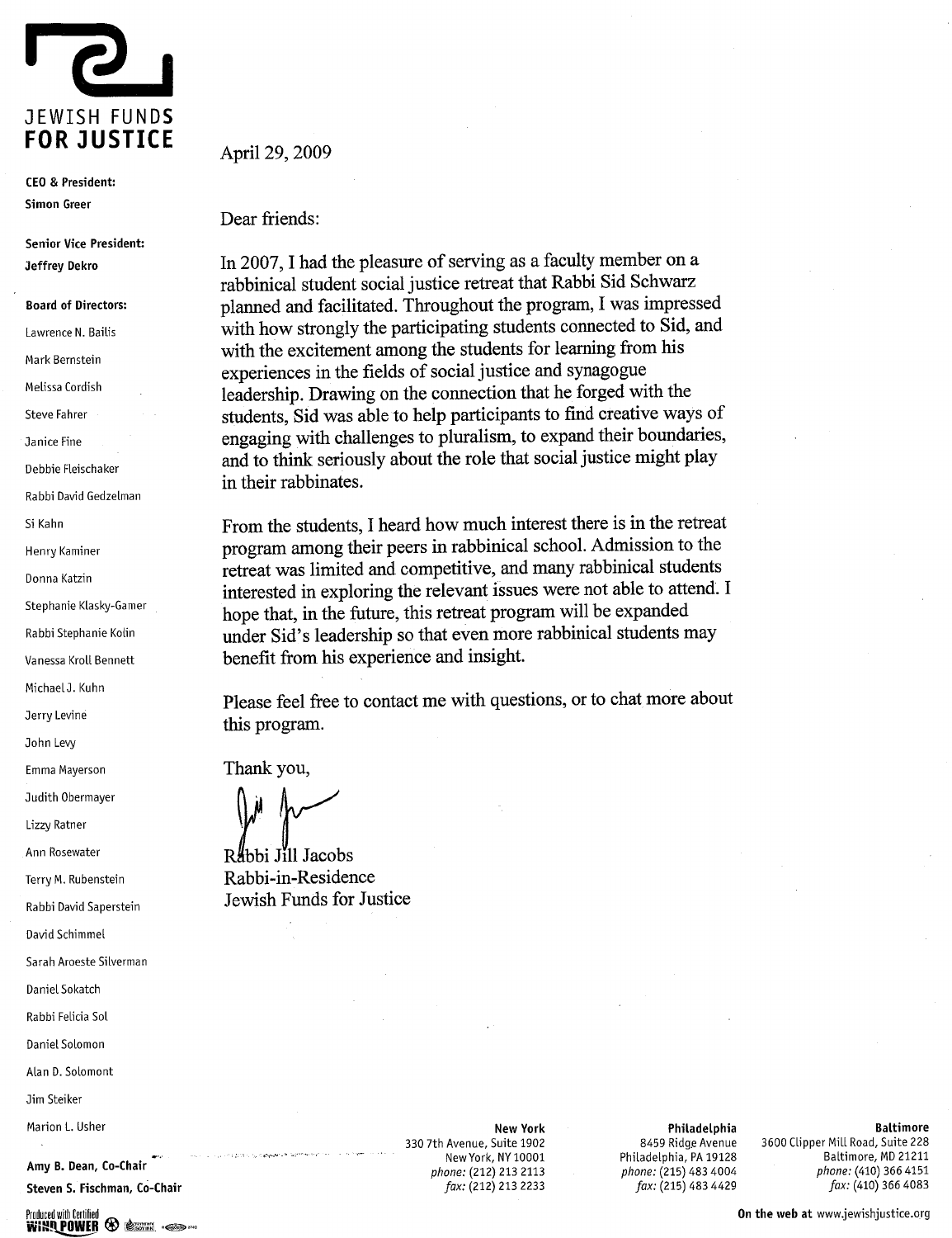# JEWISH FUNDS FOR JUSTICE

**CEO & President:**
Simon Greer

**Senior Vice President:**
Jeffrey Dekro

**Board of Directors:**
Lawrence N. Bailis
Mark Bernstein
Melissa Cordish
Steve Fahrer
Janice Fine
Debbie Fleischaker
Rabbi David Gedzelman
Si Kahn
Henry Kaminer
Donna Katzin
Stephanie Klasky-Gamer
Rabbi Stephanie Kolin
Vanessa Kroll Bennett
Michael J. Kuhn
Jerry Levine
John Levy
Emma Mayerson
Judith Obermayer
Lizzy Ratner
Ann Rosewater
Terry M. Rubenstein
Rabbi David Saperstein
David Schimmel
Sarah Aroeste Silverman
Daniel Sokatch
Rabbi Felicia Sol
Daniel Solomon
Alan D. Solomont
Jim Steiker
Marion L. Usher

**Amy B. Dean, Co-Chair**
**Steven S. Fischman, Co-Chair**

April 29, 2009

Dear friends:

In 2007, I had the pleasure of serving as a faculty member on a rabbinical student social justice retreat that Rabbi Sid Schwarz planned and facilitated. Throughout the program, I was impressed with how strongly the participating students connected to Sid, and with the excitement among the students for learning from his experiences in the fields of social justice and synagogue leadership. Drawing on the connection that he forged with the students, Sid was able to help participants to find creative ways of engaging with challenges to pluralism, to expand their boundaries, and to think seriously about the role that social justice might play in their rabbinates.

From the students, I heard how much interest there is in the retreat program among their peers in rabbinical school. Admission to the retreat was limited and competitive, and many rabbinical students interested in exploring the relevant issues were not able to attend. I hope that, in the future, this retreat program will be expanded under Sid's leadership so that even more rabbinical students may benefit from his experience and insight.

Please feel free to contact me with questions, or to chat more about this program.

Thank you,

Rabbi Jill Jacobs
Rabbi-in-Residence
Jewish Funds for Justice

**New York**
330 7th Avenue, Suite 1902
New York, NY 10001
*phone:* (212) 213 2113
*fax:* (212) 213 2233

**Philadelphia**
8459 Ridge Avenue
Philadelphia, PA 19128
*phone:* (215) 483 4004
*fax:* (215) 483 4429

**Baltimore**
3600 Clipper Mill Road, Suite 228
Baltimore, MD 21211
*phone:* (410) 366 4151
*fax:* (410) 366 4083

Produced with Certified WIND POWER

**On the web at** www.jewishjustice.org